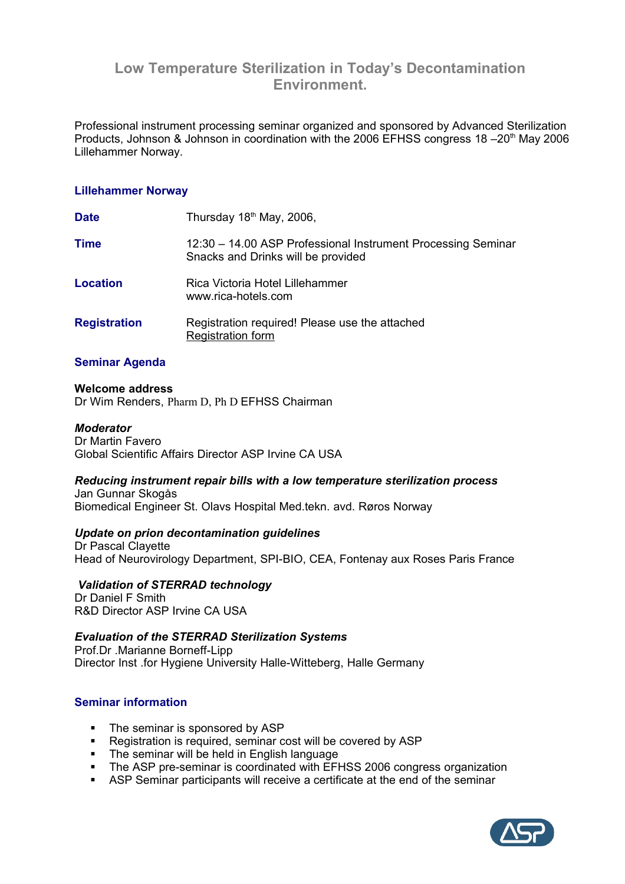# Low Temperature Sterilization in Today's Decontamination Environment.

Professional instrument processing seminar organized and sponsored by Advanced Sterilization Products, Johnson & Johnson in coordination with the 2006 EFHSS congress 18 –20th May 2006 Lillehammer Norway.

## Lillehammer Norway

| | |
|---|---|
| **Date** | Thursday 18th May, 2006, |
| **Time** | 12:30 – 14.00 ASP Professional Instrument Processing Seminar<br>Snacks and Drinks will be provided |
| **Location** | Rica Victoria Hotel Lillehammer<br>www.rica-hotels.com |
| **Registration** | Registration required! Please use the attached<br>Registration form |

## Seminar Agenda

**Welcome address**
Dr Wim Renders, Pharm D, Ph D EFHSS Chairman

***Moderator***
Dr Martin Favero
Global Scientific Affairs Director ASP Irvine CA USA

***Reducing instrument repair bills with a low temperature sterilization process***
Jan Gunnar Skogås
Biomedical Engineer St. Olavs Hospital Med.tekn. avd. Røros Norway

***Update on prion decontamination guidelines***
Dr Pascal Clayette
Head of Neurovirology Department, SPI-BIO, CEA, Fontenay aux Roses Paris France

***Validation of STERRAD technology***
Dr Daniel F Smith
R&D Director ASP Irvine CA USA

***Evaluation of the STERRAD Sterilization Systems***
Prof.Dr .Marianne Borneff-Lipp
Director Inst .for Hygiene University Halle-Witteberg, Halle Germany

## Seminar information

- The seminar is sponsored by ASP
- Registration is required, seminar cost will be covered by ASP
- The seminar will be held in English language
- The ASP pre-seminar is coordinated with EFHSS 2006 congress organization
- ASP Seminar participants will receive a certificate at the end of the seminar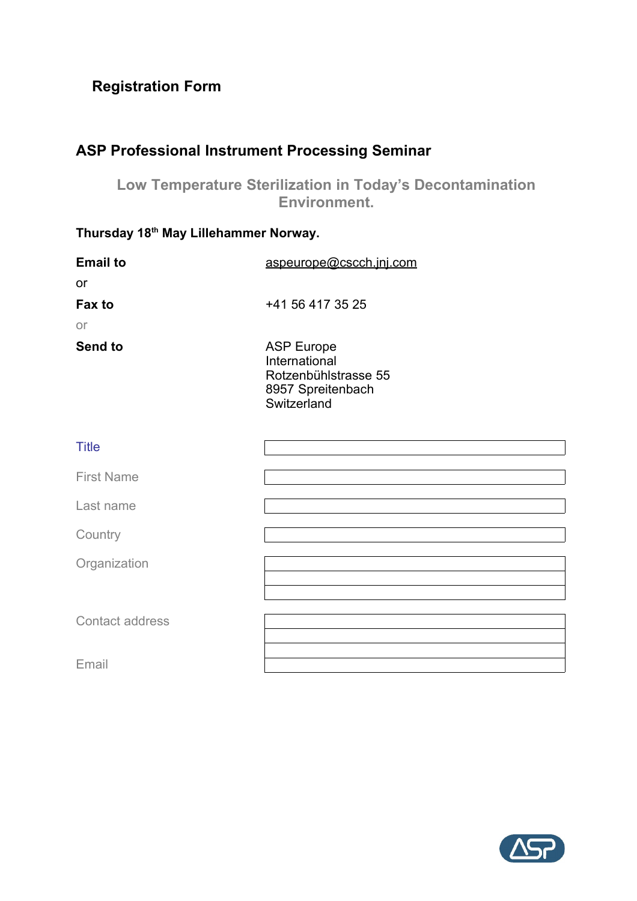## Registration Form

## ASP Professional Instrument Processing Seminar

### Low Temperature Sterilization in Today's Decontamination Environment.

**Thursday 18th May Lillehammer Norway.**

| | |
|---|---|
| **Email to** | aspeurope@cscch.jnj.com |
| or | |
| **Fax to** | +41 56 417 35 25 |
| or | |
| **Send to** | ASP Europe<br>International<br>Rotzenbühlstrasse 55<br>8957 Spreitenbach<br>Switzerland |

| | |
|---|---|
| Title | |
| First Name | |
| Last name | |
| Country | |
| Organization | |
| | |
| | |
| Contact address | |
| | |
| | |
| Email | |